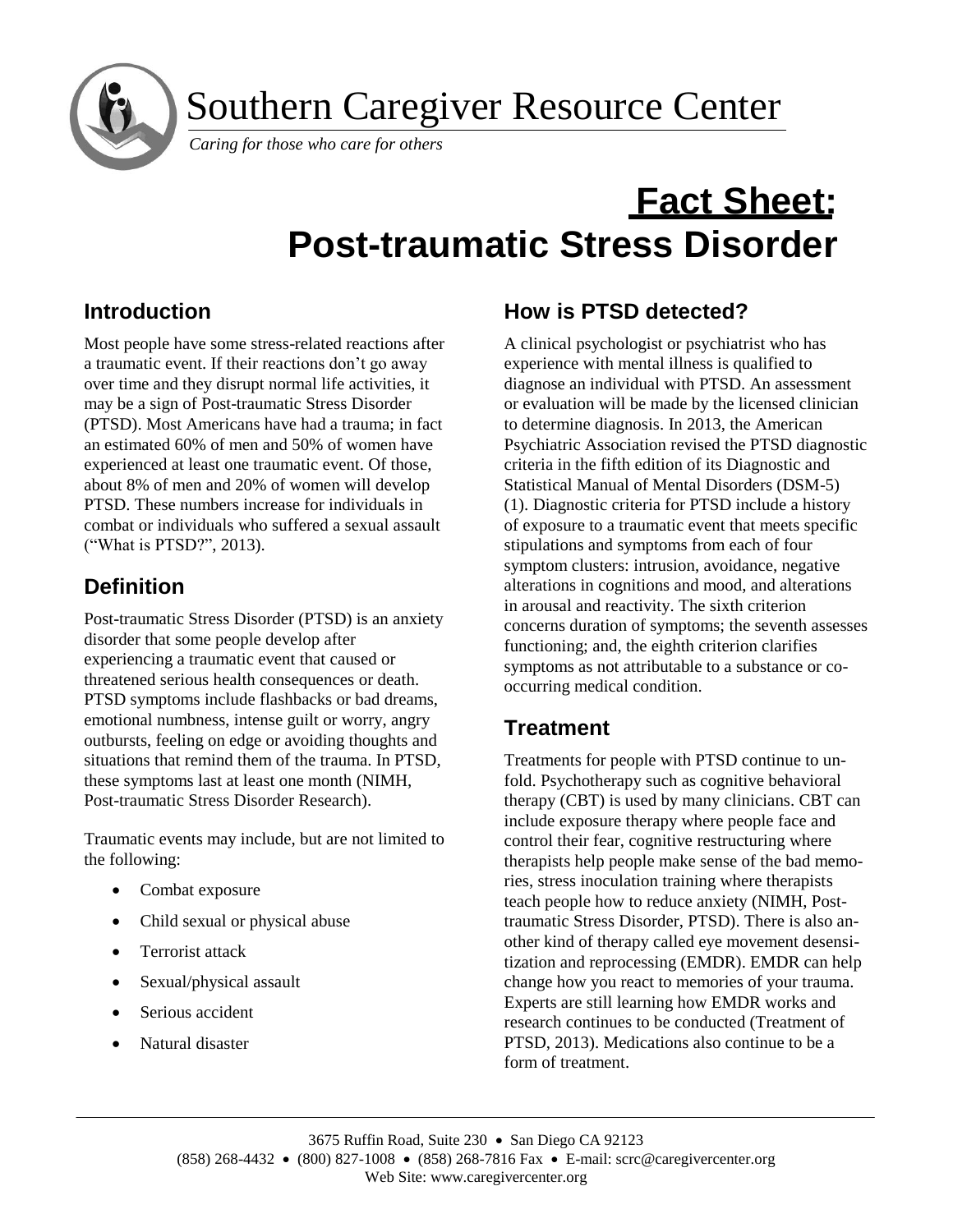# Southern Caregiver Resource Center

*Caring for those who care for others*

# Fact Sheet: Post-traumatic Stress Disorder

## Introduction

Most people have some stress-related reactions after a traumatic event. If their reactions don't go away over time and they disrupt normal life activities, it may be a sign of Post-traumatic Stress Disorder (PTSD). Most Americans have had a trauma; in fact an estimated 60% of men and 50% of women have experienced at least one traumatic event. Of those, about 8% of men and 20% of women will develop PTSD. These numbers increase for individuals in combat or individuals who suffered a sexual assault ("What is PTSD?", 2013).

## Definition

Post-traumatic Stress Disorder (PTSD) is an anxiety disorder that some people develop after experiencing a traumatic event that caused or threatened serious health consequences or death. PTSD symptoms include flashbacks or bad dreams, emotional numbness, intense guilt or worry, angry outbursts, feeling on edge or avoiding thoughts and situations that remind them of the trauma. In PTSD, these symptoms last at least one month (NIMH, Post-traumatic Stress Disorder Research).

Traumatic events may include, but are not limited to the following:

- Combat exposure
- Child sexual or physical abuse
- Terrorist attack
- Sexual/physical assault
- Serious accident
- Natural disaster

## How is PTSD detected?

A clinical psychologist or psychiatrist who has experience with mental illness is qualified to diagnose an individual with PTSD. An assessment or evaluation will be made by the licensed clinician to determine diagnosis. In 2013, the American Psychiatric Association revised the PTSD diagnostic criteria in the fifth edition of its Diagnostic and Statistical Manual of Mental Disorders (DSM-5) (1). Diagnostic criteria for PTSD include a history of exposure to a traumatic event that meets specific stipulations and symptoms from each of four symptom clusters: intrusion, avoidance, negative alterations in cognitions and mood, and alterations in arousal and reactivity. The sixth criterion concerns duration of symptoms; the seventh assesses functioning; and, the eighth criterion clarifies symptoms as not attributable to a substance or co-occurring medical condition.

## Treatment

Treatments for people with PTSD continue to unfold. Psychotherapy such as cognitive behavioral therapy (CBT) is used by many clinicians. CBT can include exposure therapy where people face and control their fear, cognitive restructuring where therapists help people make sense of the bad memories, stress inoculation training where therapists teach people how to reduce anxiety (NIMH, Post-traumatic Stress Disorder, PTSD). There is also another kind of therapy called eye movement desensitization and reprocessing (EMDR). EMDR can help change how you react to memories of your trauma. Experts are still learning how EMDR works and research continues to be conducted (Treatment of PTSD, 2013). Medications also continue to be a form of treatment.

3675 Ruffin Road, Suite 230 • San Diego CA 92123
(858) 268-4432 • (800) 827-1008 • (858) 268-7816 Fax • E-mail: scrc@caregivercenter.org
Web Site: www.caregivercenter.org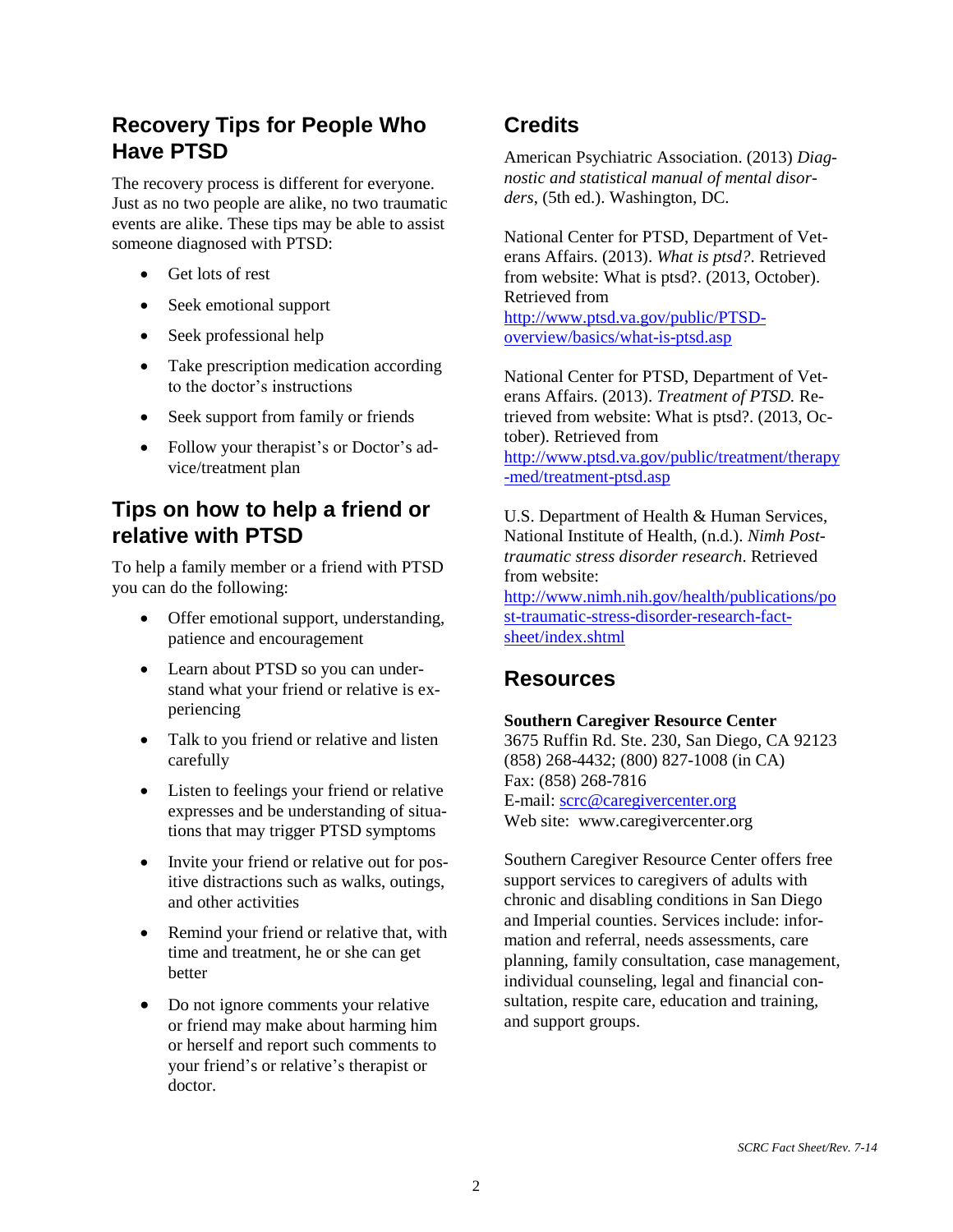## Recovery Tips for People Who Have PTSD

The recovery process is different for everyone. Just as no two people are alike, no two traumatic events are alike. These tips may be able to assist someone diagnosed with PTSD:

- Get lots of rest
- Seek emotional support
- Seek professional help
- Take prescription medication according to the doctor's instructions
- Seek support from family or friends
- Follow your therapist's or Doctor's advice/treatment plan

## Tips on how to help a friend or relative with PTSD

To help a family member or a friend with PTSD you can do the following:

- Offer emotional support, understanding, patience and encouragement
- Learn about PTSD so you can understand what your friend or relative is experiencing
- Talk to you friend or relative and listen carefully
- Listen to feelings your friend or relative expresses and be understanding of situations that may trigger PTSD symptoms
- Invite your friend or relative out for positive distractions such as walks, outings, and other activities
- Remind your friend or relative that, with time and treatment, he or she can get better
- Do not ignore comments your relative or friend may make about harming him or herself and report such comments to your friend's or relative's therapist or doctor.

## Credits

American Psychiatric Association. (2013) *Diagnostic and statistical manual of mental disorders*, (5th ed.). Washington, DC.

National Center for PTSD, Department of Veterans Affairs. (2013). *What is ptsd?*. Retrieved from website: What is ptsd?. (2013, October). Retrieved from http://www.ptsd.va.gov/public/PTSD-overview/basics/what-is-ptsd.asp

National Center for PTSD, Department of Veterans Affairs. (2013). *Treatment of PTSD.* Retrieved from website: What is ptsd?. (2013, October). Retrieved from http://www.ptsd.va.gov/public/treatment/therapy-med/treatment-ptsd.asp

U.S. Department of Health & Human Services, National Institute of Health, (n.d.). *Nimh Post-traumatic stress disorder research*. Retrieved from website: http://www.nimh.nih.gov/health/publications/post-traumatic-stress-disorder-research-fact-sheet/index.shtml

## Resources

**Southern Caregiver Resource Center**
3675 Ruffin Rd. Ste. 230, San Diego, CA 92123
(858) 268-4432; (800) 827-1008 (in CA)
Fax: (858) 268-7816
E-mail: scrc@caregivercenter.org
Web site: www.caregivercenter.org

Southern Caregiver Resource Center offers free support services to caregivers of adults with chronic and disabling conditions in San Diego and Imperial counties. Services include: information and referral, needs assessments, care planning, family consultation, case management, individual counseling, legal and financial consultation, respite care, education and training, and support groups.

*SCRC Fact Sheet/Rev. 7-14*